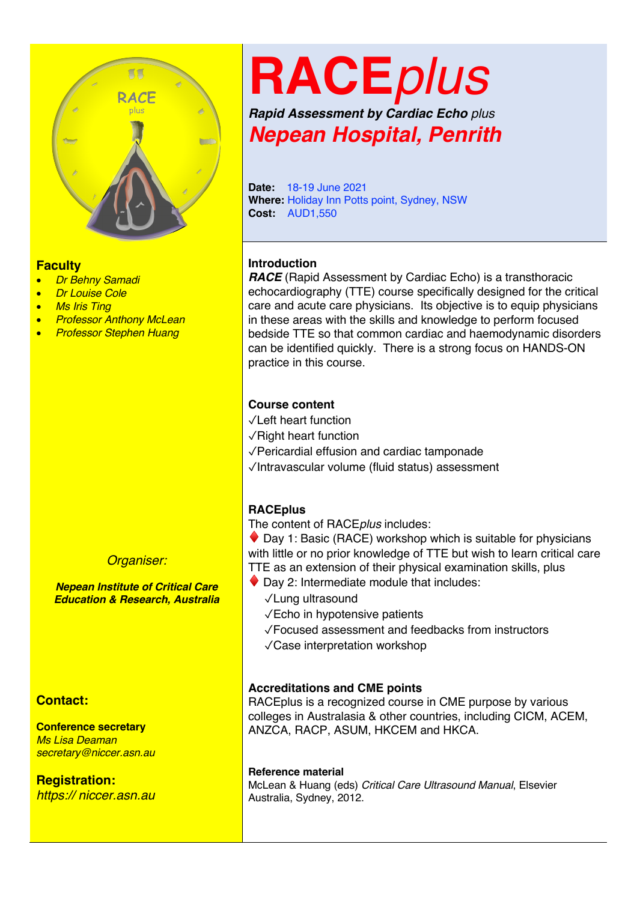# RACE*plus*

***Rapid Assessment by Cardiac Echo*** *plus*

## *Nepean Hospital, Penrith*

**Date:** 18-19 June 2021
**Where:** Holiday Inn Potts point, Sydney, NSW
**Cost:** AUD1,550

### Faculty

- *Dr Behny Samadi*
- *Dr Louise Cole*
- *Ms Iris Ting*
- *Professor Anthony McLean*
- *Professor Stephen Huang*

*Organiser:*

***Nepean Institute of Critical Care Education & Research, Australia***

### Contact:

**Conference secretary**
*Ms Lisa Deaman*
*secretary@niccer.asn.au*

### Registration:

*https:// niccer.asn.au*

### Introduction

***RACE*** (Rapid Assessment by Cardiac Echo) is a transthoracic echocardiography (TTE) course specifically designed for the critical care and acute care physicians. Its objective is to equip physicians in these areas with the skills and knowledge to perform focused bedside TTE so that common cardiac and haemodynamic disorders can be identified quickly. There is a strong focus on HANDS-ON practice in this course.

### Course content

✓Left heart function
✓Right heart function
✓Pericardial effusion and cardiac tamponade
✓Intravascular volume (fluid status) assessment

### RACEplus

The content of RACE*plus* includes:

♦ Day 1: Basic (RACE) workshop which is suitable for physicians with little or no prior knowledge of TTE but wish to learn critical care TTE as an extension of their physical examination skills, plus

♦ Day 2: Intermediate module that includes:
- ✓Lung ultrasound
- ✓Echo in hypotensive patients
- ✓Focused assessment and feedbacks from instructors
- ✓Case interpretation workshop

### Accreditations and CME points

RACEplus is a recognized course in CME purpose by various colleges in Australasia & other countries, including CICM, ACEM, ANZCA, RACP, ASUM, HKCEM and HKCA.

#### Reference material

McLean & Huang (eds) *Critical Care Ultrasound Manual*, Elsevier Australia, Sydney, 2012.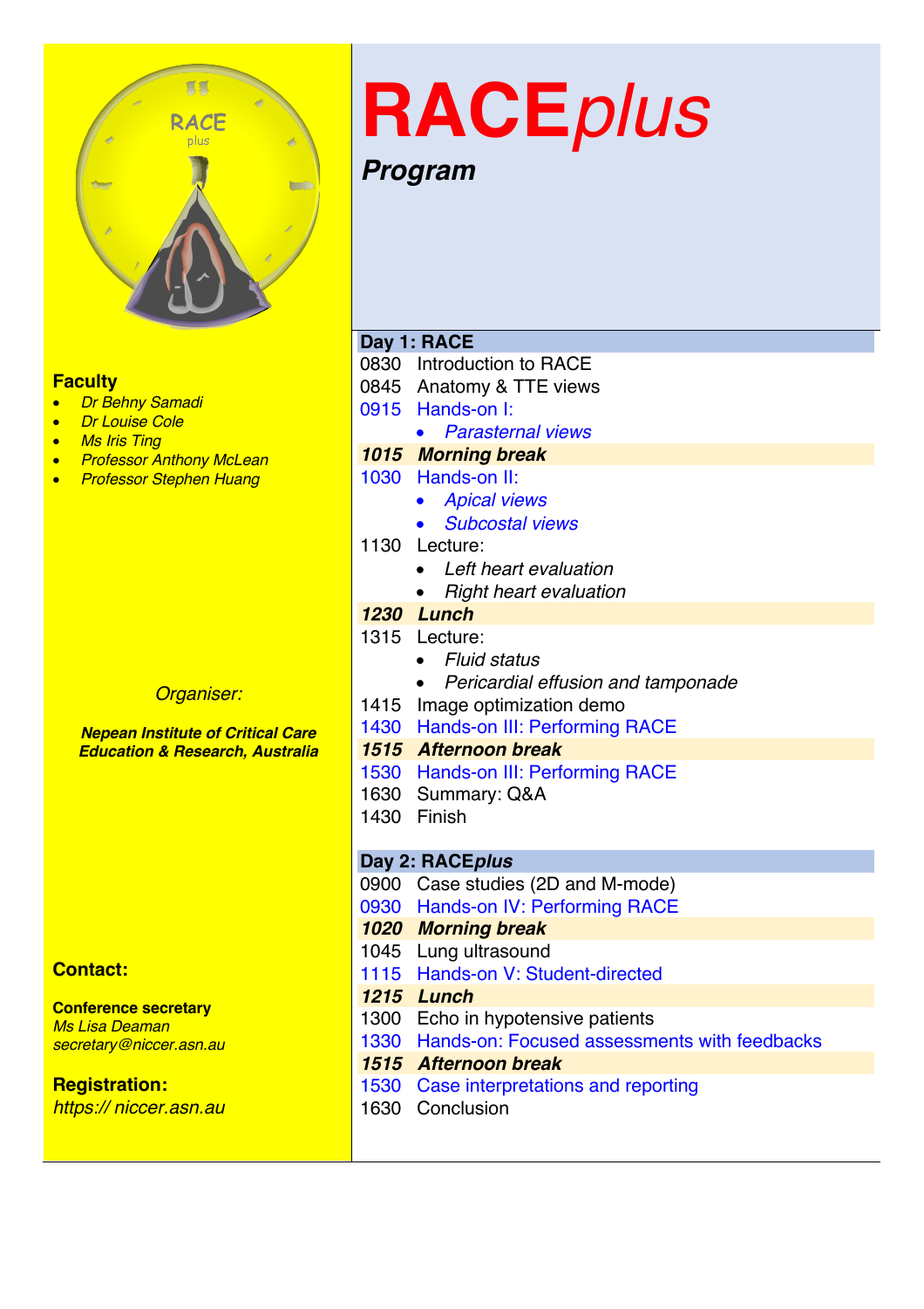# RACE*plus*

## *Program*

### Faculty

- *Dr Behny Samadi*
- *Dr Louise Cole*
- *Ms Iris Ting*
- *Professor Anthony McLean*
- *Professor Stephen Huang*

*Organiser:*

***Nepean Institute of Critical Care Education & Research, Australia***

### Contact:

**Conference secretary**
*Ms Lisa Deaman*
*secretary@niccer.asn.au*

### Registration:

*https:// niccer.asn.au*

### Day 1: RACE

0830 Introduction to RACE
0845 Anatomy & TTE views
0915 Hands-on I:
- *Parasternal views*

***1015 Morning break***

1030 Hands-on II:
- *Apical views*
- *Subcostal views*

1130 Lecture:
- *Left heart evaluation*
- *Right heart evaluation*

***1230 Lunch***

1315 Lecture:
- *Fluid status*
- *Pericardial effusion and tamponade*

1415 Image optimization demo
1430 Hands-on III: Performing RACE

***1515 Afternoon break***

1530 Hands-on III: Performing RACE
1630 Summary: Q&A
1430 Finish

### Day 2: RACE*plus*

0900 Case studies (2D and M-mode)
0930 Hands-on IV: Performing RACE

***1020 Morning break***

1045 Lung ultrasound
1115 Hands-on V: Student-directed

***1215 Lunch***

1300 Echo in hypotensive patients
1330 Hands-on: Focused assessments with feedbacks

***1515 Afternoon break***

1530 Case interpretations and reporting
1630 Conclusion